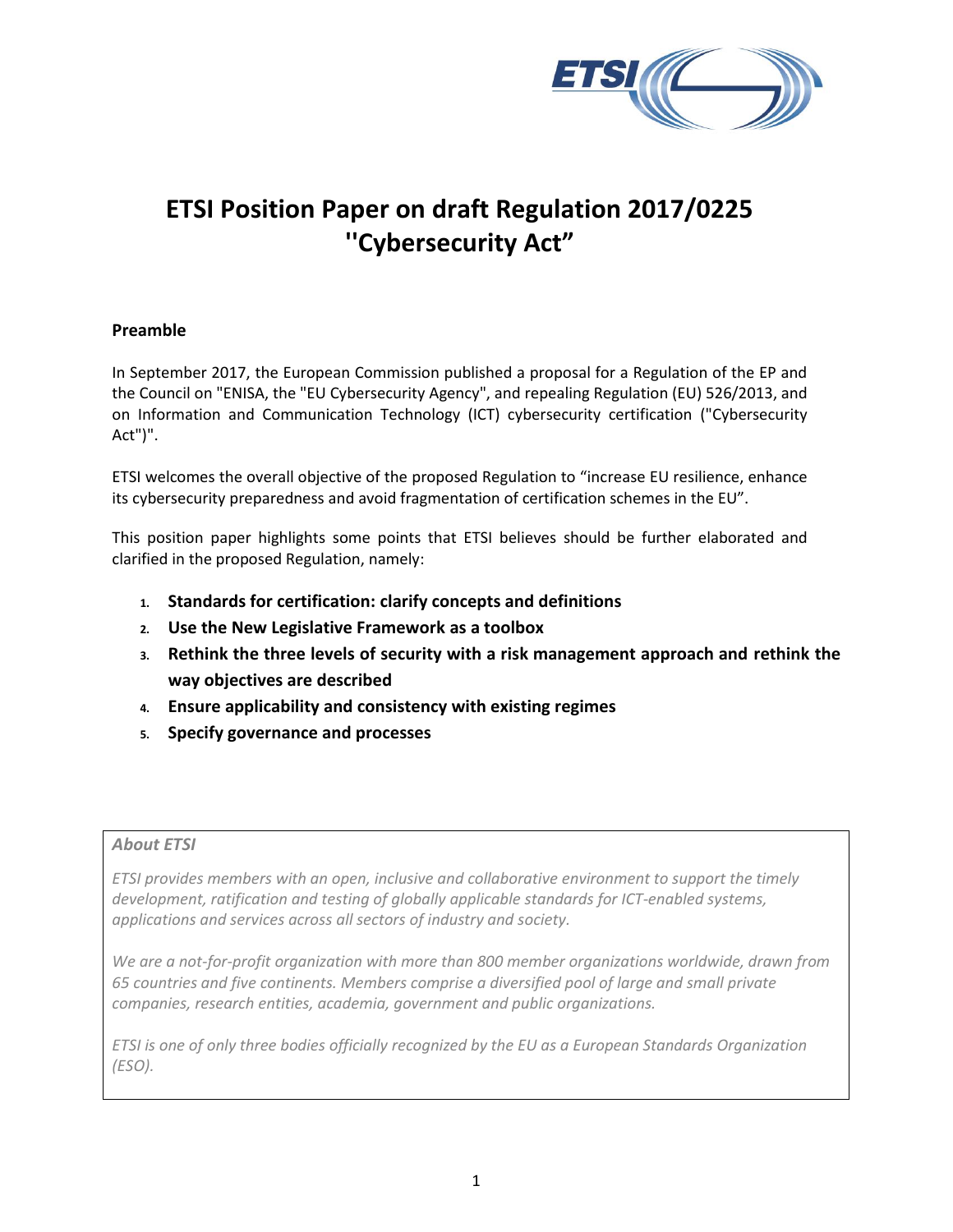# ETSI Position Paper on draft Regulation 2017/0225 ''Cybersecurity Act"

## Preamble

In September 2017, the European Commission published a proposal for a Regulation of the EP and the Council on "ENISA, the "EU Cybersecurity Agency", and repealing Regulation (EU) 526/2013, and on Information and Communication Technology (ICT) cybersecurity certification ("Cybersecurity Act")".

ETSI welcomes the overall objective of the proposed Regulation to "increase EU resilience, enhance its cybersecurity preparedness and avoid fragmentation of certification schemes in the EU".

This position paper highlights some points that ETSI believes should be further elaborated and clarified in the proposed Regulation, namely:

1. **Standards for certification: clarify concepts and definitions**
2. **Use the New Legislative Framework as a toolbox**
3. **Rethink the three levels of security with a risk management approach and rethink the way objectives are described**
4. **Ensure applicability and consistency with existing regimes**
5. **Specify governance and processes**

***About ETSI***

*ETSI provides members with an open, inclusive and collaborative environment to support the timely development, ratification and testing of globally applicable standards for ICT-enabled systems, applications and services across all sectors of industry and society.*

*We are a not-for-profit organization with more than 800 member organizations worldwide, drawn from 65 countries and five continents. Members comprise a diversified pool of large and small private companies, research entities, academia, government and public organizations.*

*ETSI is one of only three bodies officially recognized by the EU as a European Standards Organization (ESO).*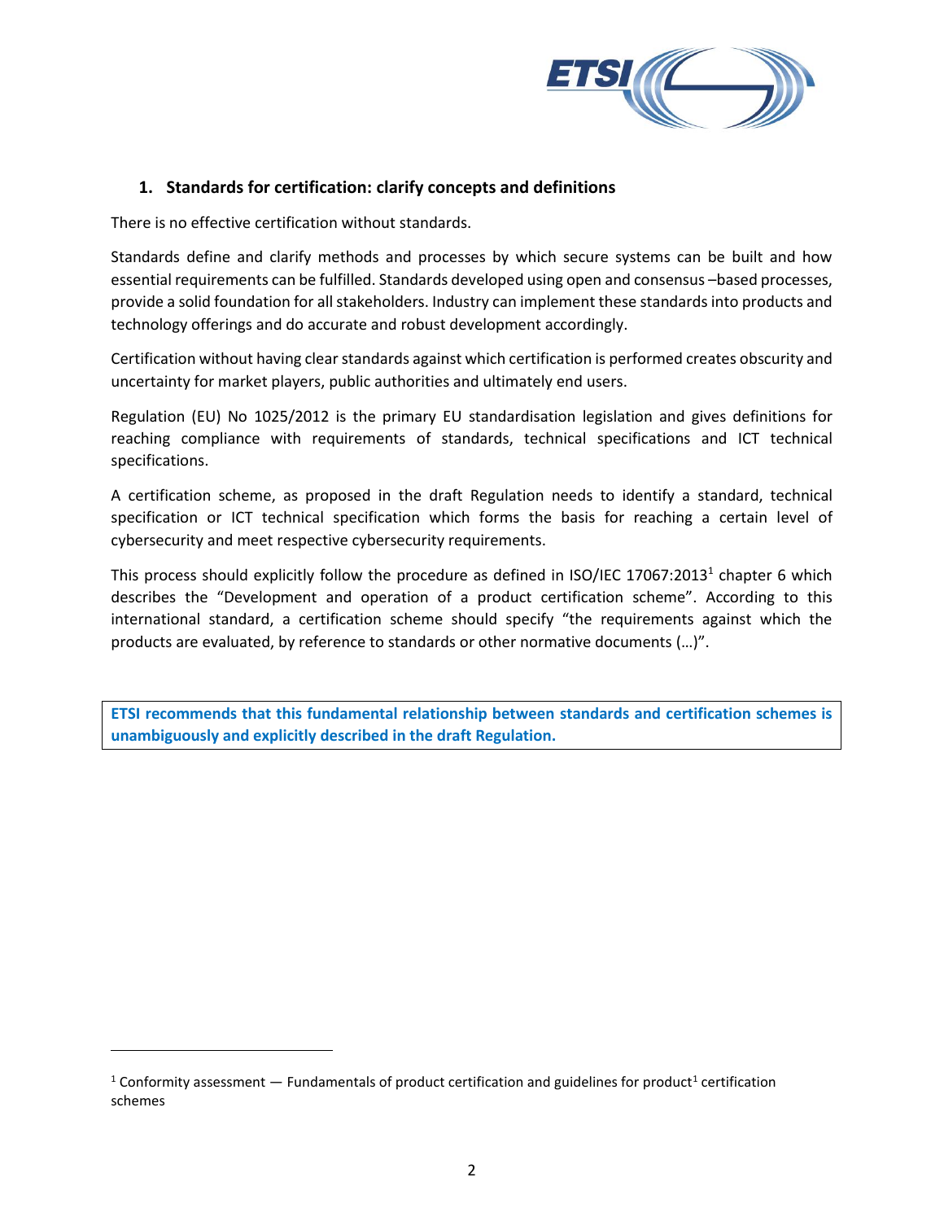## 1. Standards for certification: clarify concepts and definitions

There is no effective certification without standards.

Standards define and clarify methods and processes by which secure systems can be built and how essential requirements can be fulfilled. Standards developed using open and consensus –based processes, provide a solid foundation for all stakeholders. Industry can implement these standards into products and technology offerings and do accurate and robust development accordingly.

Certification without having clear standards against which certification is performed creates obscurity and uncertainty for market players, public authorities and ultimately end users.

Regulation (EU) No 1025/2012 is the primary EU standardisation legislation and gives definitions for reaching compliance with requirements of standards, technical specifications and ICT technical specifications.

A certification scheme, as proposed in the draft Regulation needs to identify a standard, technical specification or ICT technical specification which forms the basis for reaching a certain level of cybersecurity and meet respective cybersecurity requirements.

This process should explicitly follow the procedure as defined in ISO/IEC 17067:2013[1] chapter 6 which describes the "Development and operation of a product certification scheme". According to this international standard, a certification scheme should specify "the requirements against which the products are evaluated, by reference to standards or other normative documents (…)".

**ETSI recommends that this fundamental relationship between standards and certification schemes is unambiguously and explicitly described in the draft Regulation.**

[1] Conformity assessment — Fundamentals of product certification and guidelines for product[1] certification schemes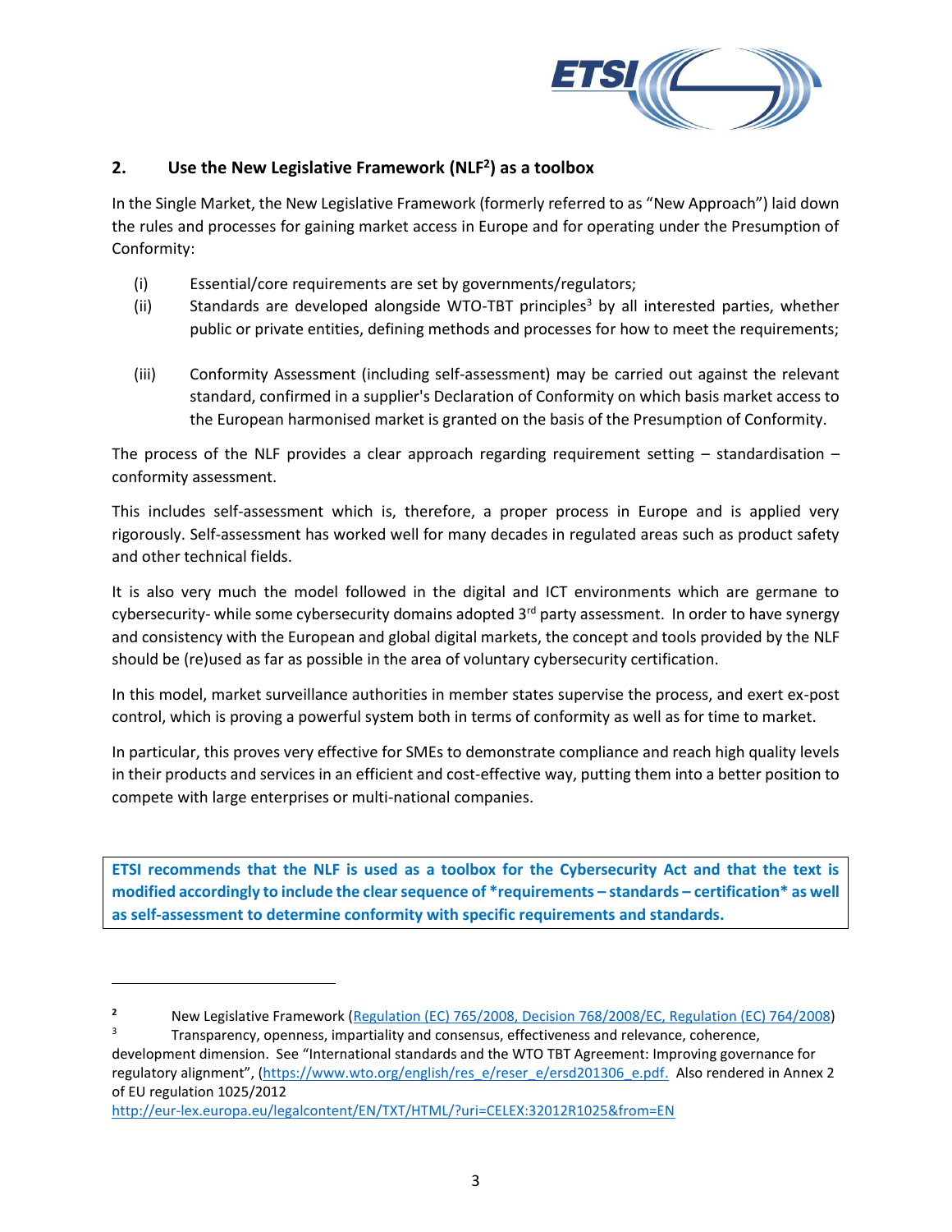## 2. Use the New Legislative Framework (NLF[2]) as a toolbox

In the Single Market, the New Legislative Framework (formerly referred to as "New Approach") laid down the rules and processes for gaining market access in Europe and for operating under the Presumption of Conformity:

(i) Essential/core requirements are set by governments/regulators;

(ii) Standards are developed alongside WTO-TBT principles[3] by all interested parties, whether public or private entities, defining methods and processes for how to meet the requirements;

(iii) Conformity Assessment (including self-assessment) may be carried out against the relevant standard, confirmed in a supplier's Declaration of Conformity on which basis market access to the European harmonised market is granted on the basis of the Presumption of Conformity.

The process of the NLF provides a clear approach regarding requirement setting – standardisation – conformity assessment.

This includes self-assessment which is, therefore, a proper process in Europe and is applied very rigorously. Self-assessment has worked well for many decades in regulated areas such as product safety and other technical fields.

It is also very much the model followed in the digital and ICT environments which are germane to cybersecurity- while some cybersecurity domains adopted 3rd party assessment. In order to have synergy and consistency with the European and global digital markets, the concept and tools provided by the NLF should be (re)used as far as possible in the area of voluntary cybersecurity certification.

In this model, market surveillance authorities in member states supervise the process, and exert ex-post control, which is proving a powerful system both in terms of conformity as well as for time to market.

In particular, this proves very effective for SMEs to demonstrate compliance and reach high quality levels in their products and services in an efficient and cost-effective way, putting them into a better position to compete with large enterprises or multi-national companies.

**ETSI recommends that the NLF is used as a toolbox for the Cybersecurity Act and that the text is modified accordingly to include the clear sequence of *requirements – standards – certification* as well as self-assessment to determine conformity with specific requirements and standards.**

---

[2] New Legislative Framework (Regulation (EC) 765/2008, Decision 768/2008/EC, Regulation (EC) 764/2008)

[3] Transparency, openness, impartiality and consensus, effectiveness and relevance, coherence, development dimension. See "International standards and the WTO TBT Agreement: Improving governance for regulatory alignment", (https://www.wto.org/english/res_e/reser_e/ersd201306_e.pdf. Also rendered in Annex 2 of EU regulation 1025/2012 http://eur-lex.europa.eu/legalcontent/EN/TXT/HTML/?uri=CELEX:32012R1025&from=EN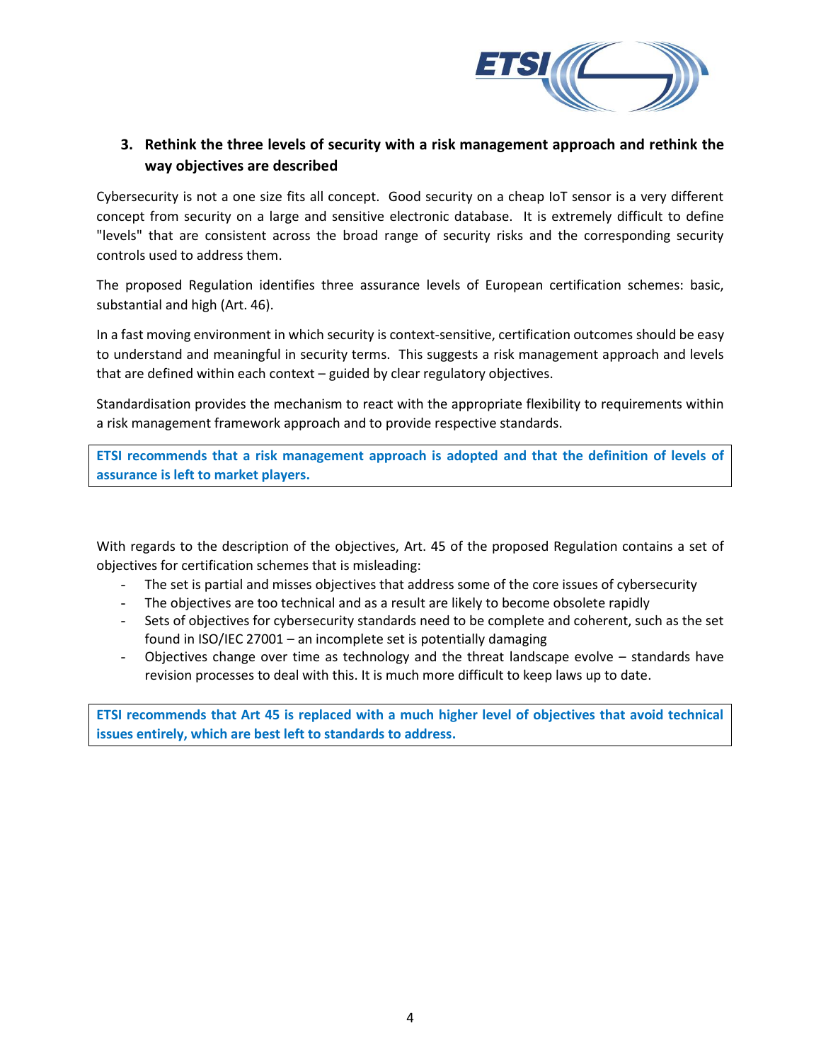## 3. Rethink the three levels of security with a risk management approach and rethink the way objectives are described

Cybersecurity is not a one size fits all concept. Good security on a cheap IoT sensor is a very different concept from security on a large and sensitive electronic database. It is extremely difficult to define "levels" that are consistent across the broad range of security risks and the corresponding security controls used to address them.

The proposed Regulation identifies three assurance levels of European certification schemes: basic, substantial and high (Art. 46).

In a fast moving environment in which security is context-sensitive, certification outcomes should be easy to understand and meaningful in security terms. This suggests a risk management approach and levels that are defined within each context – guided by clear regulatory objectives.

Standardisation provides the mechanism to react with the appropriate flexibility to requirements within a risk management framework approach and to provide respective standards.

**ETSI recommends that a risk management approach is adopted and that the definition of levels of assurance is left to market players.**

With regards to the description of the objectives, Art. 45 of the proposed Regulation contains a set of objectives for certification schemes that is misleading:

- The set is partial and misses objectives that address some of the core issues of cybersecurity
- The objectives are too technical and as a result are likely to become obsolete rapidly
- Sets of objectives for cybersecurity standards need to be complete and coherent, such as the set found in ISO/IEC 27001 – an incomplete set is potentially damaging
- Objectives change over time as technology and the threat landscape evolve – standards have revision processes to deal with this. It is much more difficult to keep laws up to date.

**ETSI recommends that Art 45 is replaced with a much higher level of objectives that avoid technical issues entirely, which are best left to standards to address.**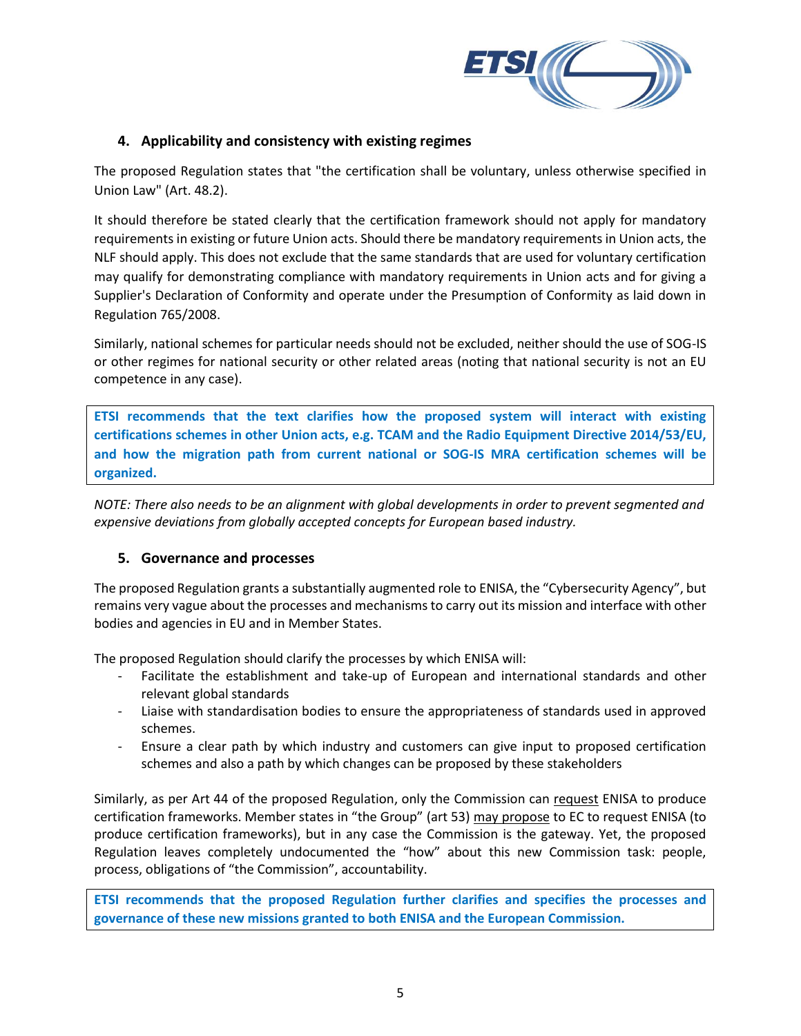## 4. Applicability and consistency with existing regimes

The proposed Regulation states that "the certification shall be voluntary, unless otherwise specified in Union Law" (Art. 48.2).

It should therefore be stated clearly that the certification framework should not apply for mandatory requirements in existing or future Union acts. Should there be mandatory requirements in Union acts, the NLF should apply. This does not exclude that the same standards that are used for voluntary certification may qualify for demonstrating compliance with mandatory requirements in Union acts and for giving a Supplier's Declaration of Conformity and operate under the Presumption of Conformity as laid down in Regulation 765/2008.

Similarly, national schemes for particular needs should not be excluded, neither should the use of SOG-IS or other regimes for national security or other related areas (noting that national security is not an EU competence in any case).

**ETSI recommends that the text clarifies how the proposed system will interact with existing certifications schemes in other Union acts, e.g. TCAM and the Radio Equipment Directive 2014/53/EU, and how the migration path from current national or SOG-IS MRA certification schemes will be organized.**

*NOTE: There also needs to be an alignment with global developments in order to prevent segmented and expensive deviations from globally accepted concepts for European based industry.*

## 5. Governance and processes

The proposed Regulation grants a substantially augmented role to ENISA, the "Cybersecurity Agency", but remains very vague about the processes and mechanisms to carry out its mission and interface with other bodies and agencies in EU and in Member States.

The proposed Regulation should clarify the processes by which ENISA will:

- Facilitate the establishment and take-up of European and international standards and other relevant global standards
- Liaise with standardisation bodies to ensure the appropriateness of standards used in approved schemes.
- Ensure a clear path by which industry and customers can give input to proposed certification schemes and also a path by which changes can be proposed by these stakeholders

Similarly, as per Art 44 of the proposed Regulation, only the Commission can request ENISA to produce certification frameworks. Member states in "the Group" (art 53) may propose to EC to request ENISA (to produce certification frameworks), but in any case the Commission is the gateway. Yet, the proposed Regulation leaves completely undocumented the "how" about this new Commission task: people, process, obligations of "the Commission", accountability.

**ETSI recommends that the proposed Regulation further clarifies and specifies the processes and governance of these new missions granted to both ENISA and the European Commission.**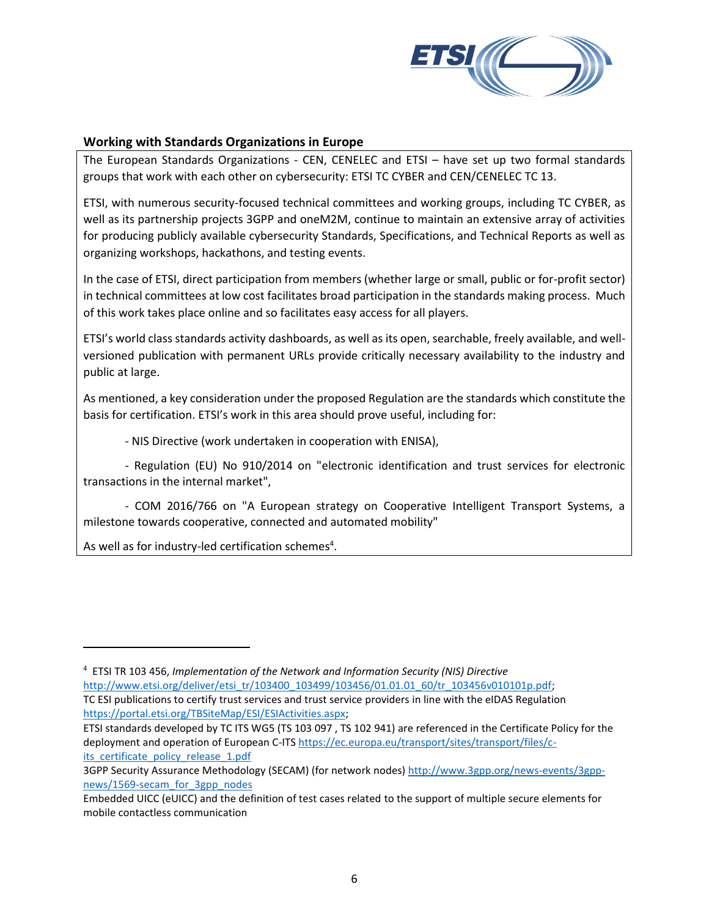## Working with Standards Organizations in Europe

The European Standards Organizations - CEN, CENELEC and ETSI – have set up two formal standards groups that work with each other on cybersecurity: ETSI TC CYBER and CEN/CENELEC TC 13.

ETSI, with numerous security-focused technical committees and working groups, including TC CYBER, as well as its partnership projects 3GPP and oneM2M, continue to maintain an extensive array of activities for producing publicly available cybersecurity Standards, Specifications, and Technical Reports as well as organizing workshops, hackathons, and testing events.

In the case of ETSI, direct participation from members (whether large or small, public or for-profit sector) in technical committees at low cost facilitates broad participation in the standards making process. Much of this work takes place online and so facilitates easy access for all players.

ETSI's world class standards activity dashboards, as well as its open, searchable, freely available, and well-versioned publication with permanent URLs provide critically necessary availability to the industry and public at large.

As mentioned, a key consideration under the proposed Regulation are the standards which constitute the basis for certification. ETSI's work in this area should prove useful, including for:

- NIS Directive (work undertaken in cooperation with ENISA),
- Regulation (EU) No 910/2014 on "electronic identification and trust services for electronic transactions in the internal market",
- COM 2016/766 on "A European strategy on Cooperative Intelligent Transport Systems, a milestone towards cooperative, connected and automated mobility"

As well as for industry-led certification schemes[4].

---

[4] ETSI TR 103 456, *Implementation of the Network and Information Security (NIS) Directive* http://www.etsi.org/deliver/etsi_tr/103400_103499/103456/01.01.01_60/tr_103456v010101p.pdf;
TC ESI publications to certify trust services and trust service providers in line with the eIDAS Regulation https://portal.etsi.org/TBSiteMap/ESI/ESIActivities.aspx;
ETSI standards developed by TC ITS WG5 (TS 103 097 , TS 102 941) are referenced in the Certificate Policy for the deployment and operation of European C-ITS https://ec.europa.eu/transport/sites/transport/files/c-its_certificate_policy_release_1.pdf
3GPP Security Assurance Methodology (SECAM) (for network nodes) http://www.3gpp.org/news-events/3gpp-news/1569-secam_for_3gpp_nodes
Embedded UICC (eUICC) and the definition of test cases related to the support of multiple secure elements for mobile contactless communication